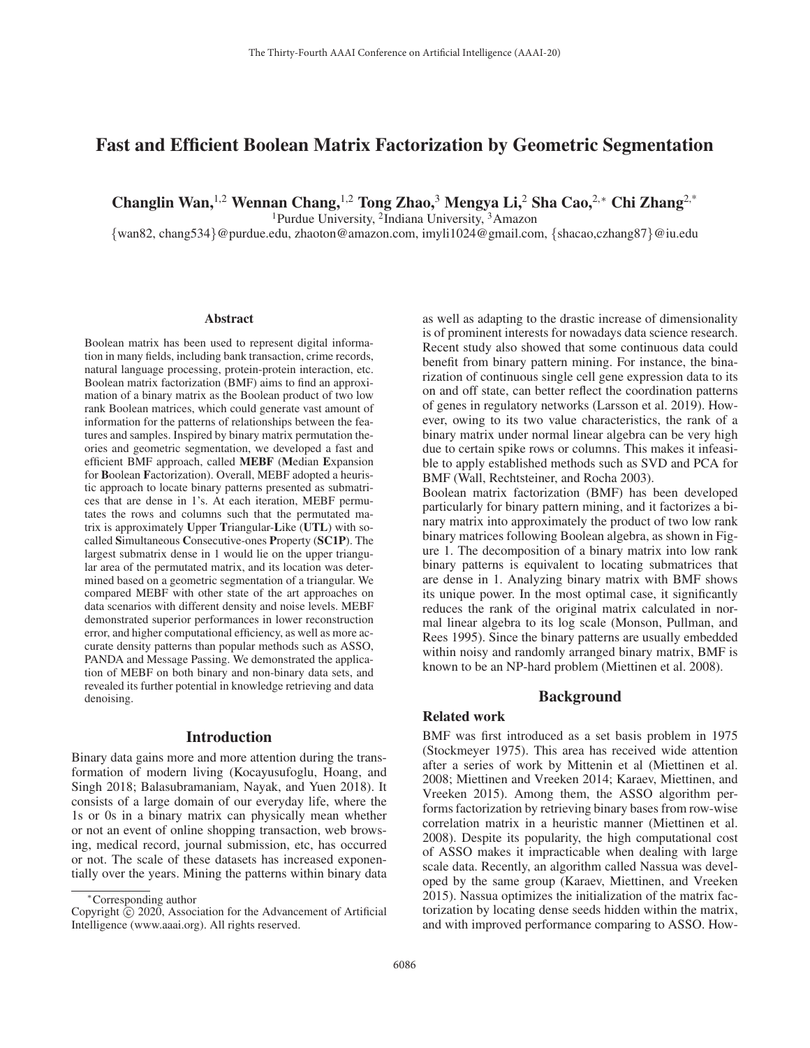# Fast and Efficient Boolean Matrix Factorization by Geometric Segmentation

**Changlin Wan,[1,2] Wennan Chang,[1,2] Tong Zhao,[3] Mengya Li,[2] Sha Cao,[2,*] Chi Zhang[2,*]**

[1]Purdue University, [2]Indiana University, [3]Amazon

{wan82, chang534}@purdue.edu, zhaoton@amazon.com, imyli1024@gmail.com, {shacao,czhang87}@iu.edu

## Abstract

Boolean matrix has been used to represent digital information in many fields, including bank transaction, crime records, natural language processing, protein-protein interaction, etc. Boolean matrix factorization (BMF) aims to find an approximation of a binary matrix as the Boolean product of two low rank Boolean matrices, which could generate vast amount of information for the patterns of relationships between the features and samples. Inspired by binary matrix permutation theories and geometric segmentation, we developed a fast and efficient BMF approach, called **MEBF** (**M**edian **E**xpansion for **B**oolean **F**actorization). Overall, MEBF adopted a heuristic approach to locate binary patterns presented as submatrices that are dense in 1's. At each iteration, MEBF permutates the rows and columns such that the permutated matrix is approximately **U**pper **T**riangular-**L**ike (**UTL**) with so-called **S**imultaneous **C**onsecutive-ones **P**roperty (**SC1P**). The largest submatrix dense in 1 would lie on the upper triangular area of the permutated matrix, and its location was determined based on a geometric segmentation of a triangular. We compared MEBF with other state of the art approaches on data scenarios with different density and noise levels. MEBF demonstrated superior performances in lower reconstruction error, and higher computational efficiency, as well as more accurate density patterns than popular methods such as ASSO, PANDA and Message Passing. We demonstrated the application of MEBF on both binary and non-binary data sets, and revealed its further potential in knowledge retrieving and data denoising.

## Introduction

Binary data gains more and more attention during the transformation of modern living (Kocayusufoglu, Hoang, and Singh 2018; Balasubramaniam, Nayak, and Yuen 2018). It consists of a large domain of our everyday life, where the 1s or 0s in a binary matrix can physically mean whether or not an event of online shopping transaction, web browsing, medical record, journal submission, etc, has occurred or not. The scale of these datasets has increased exponentially over the years. Mining the patterns within binary data as well as adapting to the drastic increase of dimensionality is of prominent interests for nowadays data science research. Recent study also showed that some continuous data could benefit from binary pattern mining. For instance, the binarization of continuous single cell gene expression data to its on and off state, can better reflect the coordination patterns of genes in regulatory networks (Larsson et al. 2019). However, owing to its two value characteristics, the rank of a binary matrix under normal linear algebra can be very high due to certain spike rows or columns. This makes it infeasible to apply established methods such as SVD and PCA for BMF (Wall, Rechtsteiner, and Rocha 2003).

Boolean matrix factorization (BMF) has been developed particularly for binary pattern mining, and it factorizes a binary matrix into approximately the product of two low rank binary matrices following Boolean algebra, as shown in Figure 1. The decomposition of a binary matrix into low rank binary patterns is equivalent to locating submatrices that are dense in 1. Analyzing binary matrix with BMF shows its unique power. In the most optimal case, it significantly reduces the rank of the original matrix calculated in normal linear algebra to its log scale (Monson, Pullman, and Rees 1995). Since the binary patterns are usually embedded within noisy and randomly arranged binary matrix, BMF is known to be an NP-hard problem (Miettinen et al. 2008).

## Background

### Related work

BMF was first introduced as a set basis problem in 1975 (Stockmeyer 1975). This area has received wide attention after a series of work by Mittenin et al (Miettinen et al. 2008; Miettinen and Vreeken 2014; Karaev, Miettinen, and Vreeken 2015). Among them, the ASSO algorithm performs factorization by retrieving binary bases from row-wise correlation matrix in a heuristic manner (Miettinen et al. 2008). Despite its popularity, the high computational cost of ASSO makes it impracticable when dealing with large scale data. Recently, an algorithm called Nassua was developed by the same group (Karaev, Miettinen, and Vreeken 2015). Nassua optimizes the initialization of the matrix factorization by locating dense seeds hidden within the matrix, and with improved performance comparing to ASSO. How-

---

*Corresponding author

Copyright © 2020, Association for the Advancement of Artificial Intelligence (www.aaai.org). All rights reserved.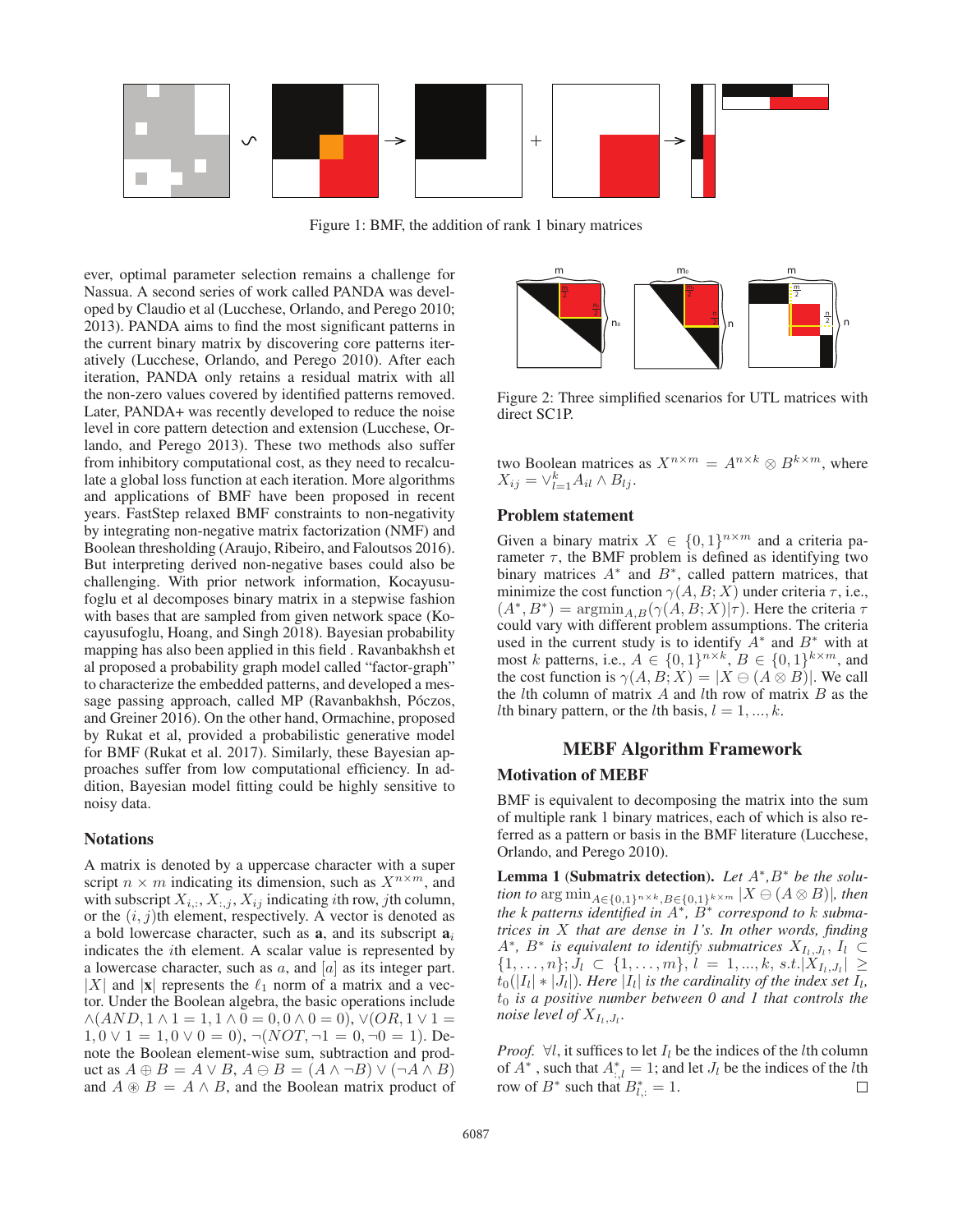Figure 1: BMF, the addition of rank 1 binary matrices

ever, optimal parameter selection remains a challenge for Nassua. A second series of work called PANDA was developed by Claudio et al (Lucchese, Orlando, and Perego 2010; 2013). PANDA aims to find the most significant patterns in the current binary matrix by discovering core patterns iteratively (Lucchese, Orlando, and Perego 2010). After each iteration, PANDA only retains a residual matrix with all the non-zero values covered by identified patterns removed. Later, PANDA+ was recently developed to reduce the noise level in core pattern detection and extension (Lucchese, Orlando, and Perego 2013). These two methods also suffer from inhibitory computational cost, as they need to recalculate a global loss function at each iteration. More algorithms and applications of BMF have been proposed in recent years. FastStep relaxed BMF constraints to non-negativity by integrating non-negative matrix factorization (NMF) and Boolean thresholding (Araujo, Ribeiro, and Faloutsos 2016). But interpreting derived non-negative bases could also be challenging. With prior network information, Kocayusufoglu et al decomposes binary matrix in a stepwise fashion with bases that are sampled from given network space (Kocayusufoglu, Hoang, and Singh 2018). Bayesian probability mapping has also been applied in this field . Ravanbakhsh et al proposed a probability graph model called "factor-graph" to characterize the embedded patterns, and developed a message passing approach, called MP (Ravanbakhsh, Póczos, and Greiner 2016). On the other hand, Ormachine, proposed by Rukat et al, provided a probabilistic generative model for BMF (Rukat et al. 2017). Similarly, these Bayesian approaches suffer from low computational efficiency. In addition, Bayesian model fitting could be highly sensitive to noisy data.

## Notations

A matrix is denoted by a uppercase character with a super script $n \times m$ indicating its dimension, such as $X^{n\times m}$, and with subscript $X_{i,:}, X_{:,j}, X_{ij}$ indicating $i$th row, $j$th column, or the $(i,j)$th element, respectively. A vector is denoted as a bold lowercase character, such as $\mathbf{a}$, and its subscript $\mathbf{a}_i$ indicates the $i$th element. A scalar value is represented by a lowercase character, such as $a$, and $[a]$ as its integer part. $|X|$ and $|\mathbf{x}|$ represents the $\ell_1$ norm of a matrix and a vector. Under the Boolean algebra, the basic operations include $\wedge(AND, 1 \wedge 1 = 1, 1 \wedge 0 = 0, 0 \wedge 0 = 0)$, $\vee(OR, 1 \vee 1 = 1, 0 \vee 1 = 1, 0 \vee 0 = 0)$, $\neg(NOT, \neg 1 = 0, \neg 0 = 1)$. Denote the Boolean element-wise sum, subtraction and product as $A \oplus B = A \vee B$, $A \ominus B = (A \wedge \neg B) \vee (\neg A \wedge B)$ and $A \circledast B = A \wedge B$, and the Boolean matrix product of

Figure 2: Three simplified scenarios for UTL matrices with direct SC1P.

two Boolean matrices as $X^{n\times m} = A^{n\times k} \otimes B^{k\times m}$, where $X_{ij} = \vee_{l=1}^{k} A_{il} \wedge B_{lj}$.

## Problem statement

Given a binary matrix $X \in \{0,1\}^{n\times m}$ and a criteria parameter $\tau$, the BMF problem is defined as identifying two binary matrices $A^*$ and $B^*$, called pattern matrices, that minimize the cost function $\gamma(A, B; X)$ under criteria $\tau$, i.e., $(A^*, B^*) = \text{argmin}_{A,B}(\gamma(A, B; X)|\tau)$. Here the criteria $\tau$ could vary with different problem assumptions. The criteria used in the current study is to identify $A^*$ and $B^*$ with at most $k$ patterns, i.e., $A \in \{0,1\}^{n\times k}$, $B \in \{0,1\}^{k\times m}$, and the cost function is $\gamma(A, B; X) = |X \ominus (A \otimes B)|$. We call the $l$th column of matrix $A$ and $l$th row of matrix $B$ as the $l$th binary pattern, or the $l$th basis, $l = 1, ..., k$.

# MEBF Algorithm Framework

## Motivation of MEBF

BMF is equivalent to decomposing the matrix into the sum of multiple rank 1 binary matrices, each of which is also referred as a pattern or basis in the BMF literature (Lucchese, Orlando, and Perego 2010).

**Lemma 1** (**Submatrix detection**). *Let $A^*, B^*$ be the solution to $\arg\min_{A\in\{0,1\}^{n\times k}, B\in\{0,1\}^{k\times m}} |X \ominus (A \otimes B)|$, then the $k$ patterns identified in $A^*$, $B^*$ correspond to $k$ submatrices in $X$ that are dense in 1's. In other words, finding $A^*$, $B^*$ is equivalent to identify submatrices $X_{I_l,J_l}$, $I_l \subset \{1,\ldots,n\}; J_l \subset \{1,\ldots,m\}$, $l = 1,...,k$, s.t. $|X_{I_l,J_l}| \geq t_0(|I_l| * |J_l|)$. Here $|I_l|$ is the cardinality of the index set $I_l$, $t_0$ is a positive number between 0 and 1 that controls the noise level of $X_{I_l,J_l}$.*

*Proof.* $\forall l$, it suffices to let $I_l$ be the indices of the $l$th column of $A^*$ , such that $A^*_{:,l} = 1$; and let $J_l$ be the indices of the $l$th row of $B^*$ such that $B^*_{l,:} = 1$. $\square$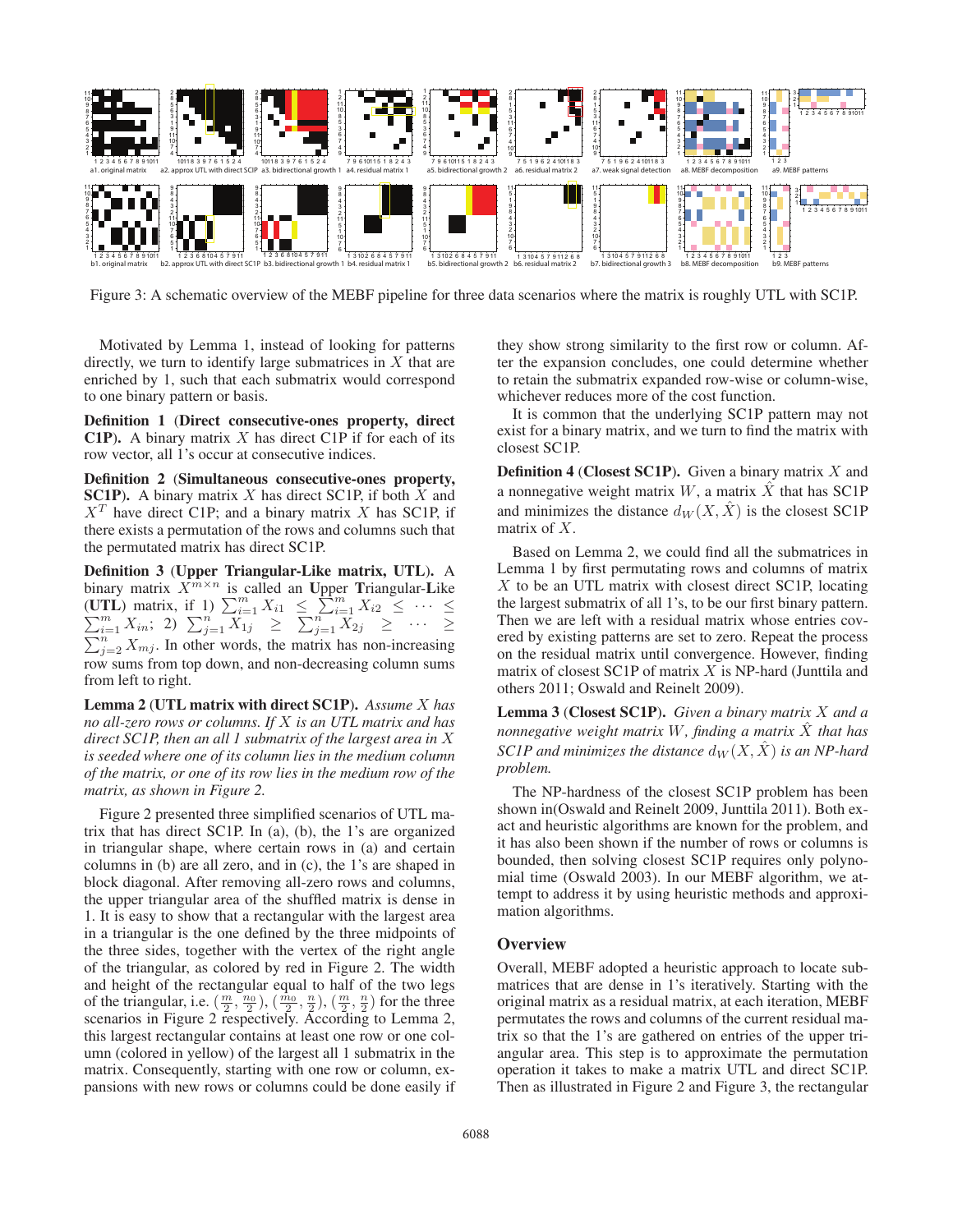Figure 3: A schematic overview of the MEBF pipeline for three data scenarios where the matrix is roughly UTL with SC1P.

Motivated by Lemma 1, instead of looking for patterns directly, we turn to identify large submatrices in $X$ that are enriched by 1, such that each submatrix would correspond to one binary pattern or basis.

**Definition 1 (Direct consecutive-ones property, direct C1P).** A binary matrix $X$ has direct C1P if for each of its row vector, all 1's occur at consecutive indices.

**Definition 2 (Simultaneous consecutive-ones property, SC1P).** A binary matrix $X$ has direct SC1P, if both $X$ and $X^T$ have direct C1P; and a binary matrix $X$ has SC1P, if there exists a permutation of the rows and columns such that the permutated matrix has direct SC1P.

**Definition 3 (Upper Triangular-Like matrix, UTL).** A binary matrix $X^{m \times n}$ is called an **U**pper **T**riangular-**L**ike (**UTL**) matrix, if 1) $\sum_{i=1}^{m} X_{i1} \leq \sum_{i=1}^{m} X_{i2} \leq \cdots \leq \sum_{i=1}^{m} X_{in}$; 2) $\sum_{j=1}^{n} X_{1j} \geq \sum_{j=1}^{n} X_{2j} \geq \cdots \geq \sum_{j=2}^{n} X_{mj}$. In other words, the matrix has non-increasing row sums from top down, and non-decreasing column sums from left to right.

**Lemma 2 (UTL matrix with direct SC1P).** *Assume $X$ has no all-zero rows or columns. If $X$ is an UTL matrix and has direct SC1P, then an all 1 submatrix of the largest area in $X$ is seeded where one of its column lies in the medium column of the matrix, or one of its row lies in the medium row of the matrix, as shown in Figure 2.*

Figure 2 presented three simplified scenarios of UTL matrix that has direct SC1P. In (a), (b), the 1's are organized in triangular shape, where certain rows in (a) and certain columns in (b) are all zero, and in (c), the 1's are shaped in block diagonal. After removing all-zero rows and columns, the upper triangular area of the shuffled matrix is dense in 1. It is easy to show that a rectangular with the largest area in a triangular is the one defined by the three midpoints of the three sides, together with the vertex of the right angle of the triangular, as colored by red in Figure 2. The width and height of the rectangular equal to half of the two legs of the triangular, i.e. $(\frac{m}{2}, \frac{n_0}{2})$, $(\frac{m_0}{2}, \frac{n}{2})$, $(\frac{m}{2}, \frac{n}{2})$ for the three scenarios in Figure 2 respectively. According to Lemma 2, this largest rectangular contains at least one row or one column (colored in yellow) of the largest all 1 submatrix in the matrix. Consequently, starting with one row or column, expansions with new rows or columns could be done easily if they show strong similarity to the first row or column. After the expansion concludes, one could determine whether to retain the submatrix expanded row-wise or column-wise, whichever reduces more of the cost function.

It is common that the underlying SC1P pattern may not exist for a binary matrix, and we turn to find the matrix with closest SC1P.

**Definition 4 (Closest SC1P).** Given a binary matrix $X$ and a nonnegative weight matrix $W$, a matrix $\hat{X}$ that has SC1P and minimizes the distance $d_W(X, \hat{X})$ is the closest SC1P matrix of $X$.

Based on Lemma 2, we could find all the submatrices in Lemma 1 by first permutating rows and columns of matrix $X$ to be an UTL matrix with closest direct SC1P, locating the largest submatrix of all 1's, to be our first binary pattern. Then we are left with a residual matrix whose entries covered by existing patterns are set to zero. Repeat the process on the residual matrix until convergence. However, finding matrix of closest SC1P of matrix $X$ is NP-hard (Junttila and others 2011; Oswald and Reinelt 2009).

**Lemma 3 (Closest SC1P).** *Given a binary matrix $X$ and a nonnegative weight matrix $W$, finding a matrix $\hat{X}$ that has SC1P and minimizes the distance $d_W(X, \hat{X})$ is an NP-hard problem.*

The NP-hardness of the closest SC1P problem has been shown in(Oswald and Reinelt 2009, Junttila 2011). Both exact and heuristic algorithms are known for the problem, and it has also been shown if the number of rows or columns is bounded, then solving closest SC1P requires only polynomial time (Oswald 2003). In our MEBF algorithm, we attempt to address it by using heuristic methods and approximation algorithms.

## Overview

Overall, MEBF adopted a heuristic approach to locate submatrices that are dense in 1's iteratively. Starting with the original matrix as a residual matrix, at each iteration, MEBF permutates the rows and columns of the current residual matrix so that the 1's are gathered on entries of the upper triangular area. This step is to approximate the permutation operation it takes to make a matrix UTL and direct SC1P. Then as illustrated in Figure 2 and Figure 3, the rectangular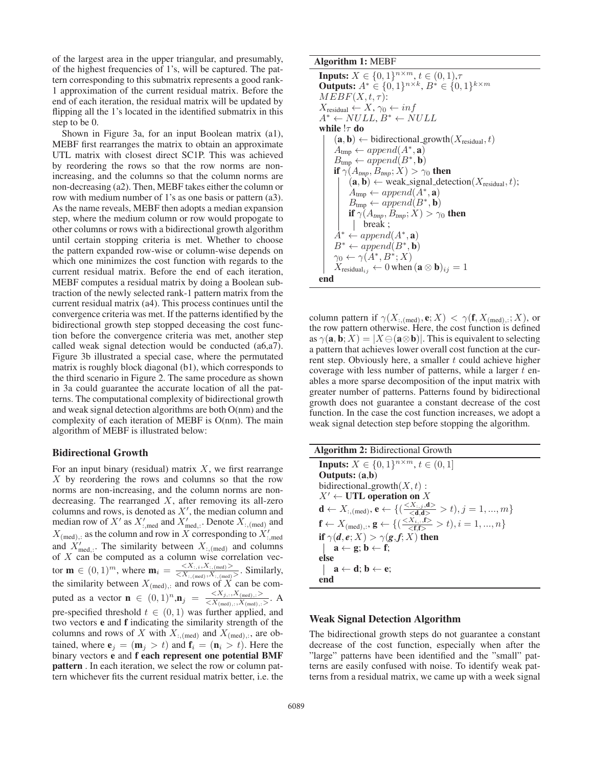of the largest area in the upper triangular, and presumably, of the highest frequencies of 1's, will be captured. The pattern corresponding to this submatrix represents a good rank-1 approximation of the current residual matrix. Before the end of each iteration, the residual matrix will be updated by flipping all the 1's located in the identified submatrix in this step to be 0.

Shown in Figure 3a, for an input Boolean matrix (a1), MEBF first rearranges the matrix to obtain an approximate UTL matrix with closest direct SC1P. This was achieved by reordering the rows so that the row norms are non-increasing, and the columns so that the column norms are non-decreasing (a2). Then, MEBF takes either the column or row with medium number of 1's as one basis or pattern (a3). As the name reveals, MEBF then adopts a median expansion step, where the medium column or row would propogate to other columns or rows with a bidirectional growth algorithm until certain stopping criteria is met. Whether to choose the pattern expanded row-wise or column-wise depends on which one minimizes the cost function with regards to the current residual matrix. Before the end of each iteration, MEBF computes a residual matrix by doing a Boolean subtraction of the newly selected rank-1 pattern matrix from the current residual matrix (a4). This process continues until the convergence criteria was met. If the patterns identified by the bidirectional growth step stopped deceasing the cost function before the convergence criteria was met, another step called weak signal detection would be conducted (a6,a7). Figure 3b illustrated a special case, where the permutated matrix is roughly block diagonal (b1), which corresponds to the third scenario in Figure 2. The same procedure as shown in 3a could guarantee the accurate location of all the patterns. The computational complexity of bidirectional growth and weak signal detection algorithms are both O(nm) and the complexity of each iteration of MEBF is O(nm). The main algorithm of MEBF is illustrated below:

## Bidirectional Growth

For an input binary (residual) matrix $X$, we first rearrange $X$ by reordering the rows and columns so that the row norms are non-increasing, and the column norms are non-decreasing. The rearranged $X$, after removing its all-zero columns and rows, is denoted as $X'$, the median column and median row of $X'$ as $X'_{:,\text{med}}$ and $X'_{\text{med},:}$. Denote $X_{:,(\text{med})}$ and $X_{(\text{med}),:}$ as the column and row in $X$ corresponding to $X'_{:,\text{med}}$ and $X'_{\text{med},:}$. The similarity between $X_{:,(\text{med})}$ and columns of $X$ can be computed as a column wise correlation vector $\mathbf{m} \in (0,1)^m$, where $\mathbf{m}_i = \frac{<X_{:,i}, X_{:,(\text{med})}>}{<X_{:,(\text{med})}, X_{:,(\text{med})}>}$. Similarly, the similarity between $X_{(\text{med}),:}$ and rows of $X$ can be computed as a vector $\mathbf{n} \in (0,1)^n$, $\mathbf{n}_j = \frac{<X_{j,:}, X_{(\text{med}),:}>}{<X_{(\text{med}),:}, X_{(\text{med}),:}>}$. A pre-specified threshold $t \in (0,1)$ was further applied, and two vectors $\mathbf{e}$ and $\mathbf{f}$ indicating the similarity strength of the columns and rows of $X$ with $X_{:,(\text{med})}$ and $X_{(\text{med}),:}$, are obtained, where $\mathbf{e}_j = (\mathbf{m}_j > t)$ and $\mathbf{f}_i = (\mathbf{n}_i > t)$. Here the binary vectors $\mathbf{e}$ and $\mathbf{f}$ **each represent one potential BMF pattern** . In each iteration, we select the row or column pattern whichever fits the current residual matrix better, i.e. the column pattern if $\gamma(X_{:,(\text{med})}, \mathbf{e}; X) < \gamma(\mathbf{f}, X_{(\text{med}),:}; X)$, or the row pattern otherwise. Here, the cost function is defined as $\gamma(\mathbf{a}, \mathbf{b}; X) = |X \ominus (\mathbf{a} \otimes \mathbf{b})|$. This is equivalent to selecting a pattern that achieves lower overall cost function at the current step. Obviously here, a smaller $t$ could achieve higher coverage with less number of patterns, while a larger $t$ enables a more sparse decomposition of the input matrix with greater number of patterns. Patterns found by bidirectional growth does not guarantee a constant decrease of the cost function. In the case the cost function increases, we adopt a weak signal detection step before stopping the algorithm.

**Algorithm 1:** MEBF

```
Inputs: X ∈ {0,1}^{n×m}, t ∈ (0,1), τ
Outputs: A* ∈ {0,1}^{n×k}, B* ∈ {0,1}^{k×m}
MEBF(X, t, τ):
X_residual ← X, γ_0 ← inf
A* ← NULL, B* ← NULL
while !τ do
    (a, b) ← bidirectional_growth(X_residual, t)
    A_tmp ← append(A*, a)
    B_tmp ← append(B*, b)
    if γ(A_tmp, B_tmp; X) > γ_0 then
        (a, b) ← weak_signal_detection(X_residual, t);
        A_tmp ← append(A*, a)
        B_tmp ← append(B*, b)
        if γ(A_tmp, B_tmp; X) > γ_0 then
            break ;
    A* ← append(A*, a)
    B* ← append(B*, b)
    γ_0 ← γ(A*, B*; X)
    X_residual_ij ← 0 when (a ⊗ b)_ij = 1
end
```

**Algorithm 2:** Bidirectional Growth

```
Inputs: X ∈ {0,1}^{n×m}, t ∈ (0,1]
Outputs: (a,b)
bidirectional_growth(X, t) :
X' ← UTL operation on X
d ← X_{:,(med)}, e ← {(<X_{:,j}, d> / <d,d> > t), j = 1, ..., m}
f ← X_{(med),:}, g ← {(<X_{i,:}, f> / <f,f> > t), i = 1, ..., n}
if γ(d, e; X) > γ(g, f; X) then
    a ← g; b ← f;
else
    a ← d; b ← e;
end
```

## Weak Signal Detection Algorithm

The bidirectional growth steps do not guarantee a constant decrease of the cost function, especially when after the "large" patterns have been identified and the "small" patterns are easily confused with noise. To identify weak patterns from a residual matrix, we came up with a week signal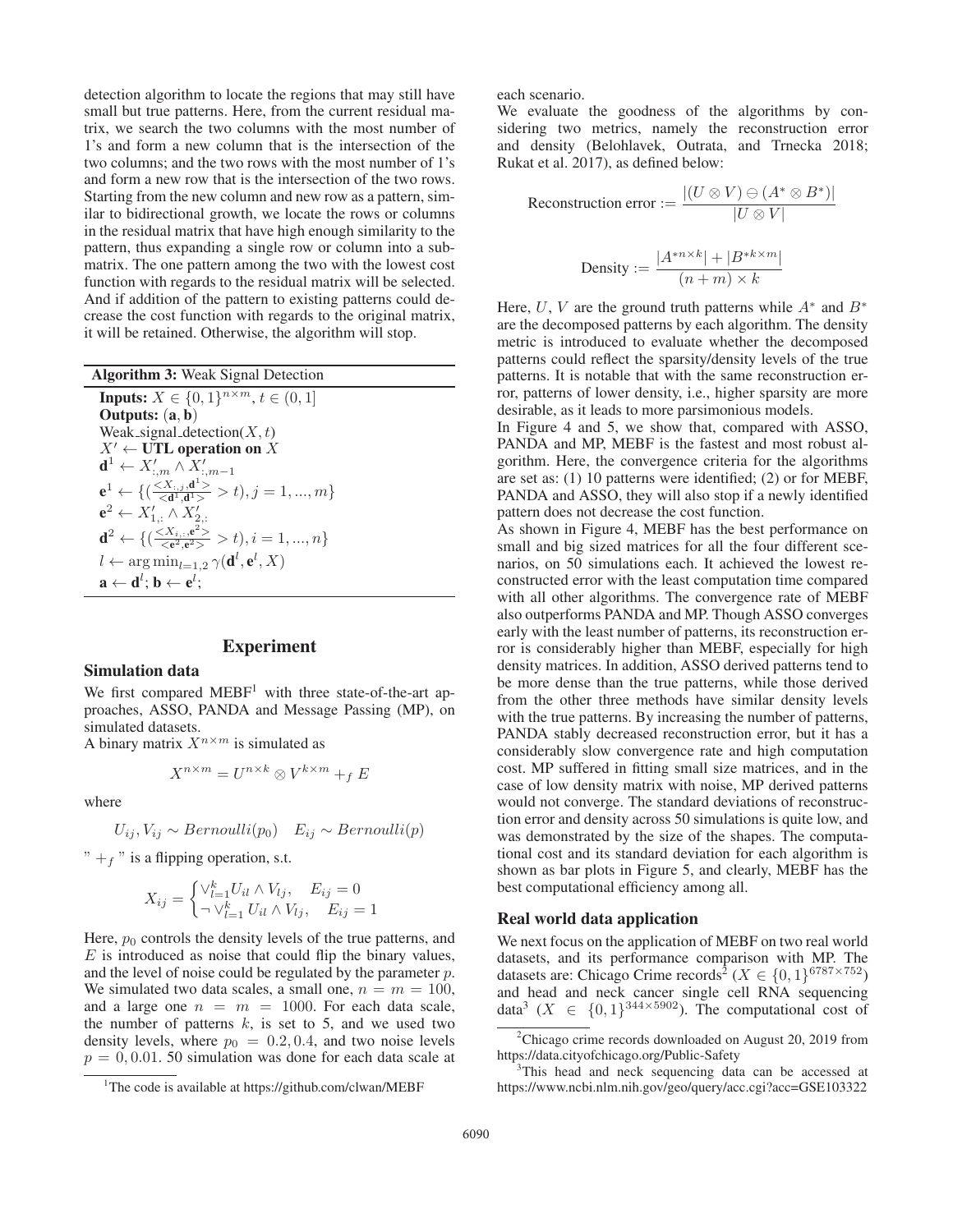detection algorithm to locate the regions that may still have small but true patterns. Here, from the current residual matrix, we search the two columns with the most number of 1's and form a new column that is the intersection of the two columns; and the two rows with the most number of 1's and form a new row that is the intersection of the two rows. Starting from the new column and new row as a pattern, similar to bidirectional growth, we locate the rows or columns in the residual matrix that have high enough similarity to the pattern, thus expanding a single row or column into a submatrix. The one pattern among the two with the lowest cost function with regards to the residual matrix will be selected. And if addition of the pattern to existing patterns could decrease the cost function with regards to the original matrix, it will be retained. Otherwise, the algorithm will stop.

**Algorithm 3:** Weak Signal Detection

**Inputs:** $X \in \{0,1\}^{n \times m}, t \in (0,1]$
**Outputs:** $(\mathbf{a}, \mathbf{b})$
Weak_signal_detection$(X, t)$
$X' \leftarrow$ **UTL operation on** $X$
$\mathbf{d}^1 \leftarrow X'_{:,m} \wedge X'_{:,m-1}$
$\mathbf{e}^1 \leftarrow \{(\frac{<X_{:,j}, \mathbf{d}^1>}{<\mathbf{d}^1, \mathbf{d}^1>} > t), j = 1, ..., m\}$
$\mathbf{e}^2 \leftarrow X'_{1,:} \wedge X'_{2,:}$
$\mathbf{d}^2 \leftarrow \{(\frac{<X_{i,:}, \mathbf{e}^2>}{<\mathbf{e}^2, \mathbf{e}^2>} > t), i = 1, ..., n\}$
$l \leftarrow \arg\min_{l=1,2} \gamma(\mathbf{d}^l, \mathbf{e}^l, X)$
$\mathbf{a} \leftarrow \mathbf{d}^l; \mathbf{b} \leftarrow \mathbf{e}^l;$

## Experiment

### Simulation data

We first compared MEBF[1] with three state-of-the-art approaches, ASSO, PANDA and Message Passing (MP), on simulated datasets.

A binary matrix $X^{n \times m}$ is simulated as

$$X^{n \times m} = U^{n \times k} \otimes V^{k \times m} +_f E$$

where

$$U_{ij}, V_{ij} \sim Bernoulli(p_0) \quad E_{ij} \sim Bernoulli(p)$$

" $+_f$ " is a flipping operation, s.t.

$$X_{ij} = \begin{cases} \vee_{l=1}^{k} U_{il} \wedge V_{lj}, & E_{ij} = 0 \\ \neg \vee_{l=1}^{k} U_{il} \wedge V_{lj}, & E_{ij} = 1 \end{cases}$$

Here, $p_0$ controls the density levels of the true patterns, and $E$ is introduced as noise that could flip the binary values, and the level of noise could be regulated by the parameter $p$. We simulated two data scales, a small one, $n = m = 100$, and a large one $n = m = 1000$. For each data scale, the number of patterns $k$, is set to 5, and we used two density levels, where $p_0 = 0.2, 0.4$, and two noise levels $p = 0, 0.01$. 50 simulation was done for each data scale at each scenario.

We evaluate the goodness of the algorithms by considering two metrics, namely the reconstruction error and density (Belohlavek, Outrata, and Trnecka 2018; Rukat et al. 2017), as defined below:

$$\text{Reconstruction error} := \frac{|(U \otimes V) \ominus (A^* \otimes B^*)|}{|U \otimes V|}$$

$$\text{Density} := \frac{|A^{*n \times k}| + |B^{*k \times m}|}{(n+m) \times k}$$

Here, $U$, $V$ are the ground truth patterns while $A^*$ and $B^*$ are the decomposed patterns by each algorithm. The density metric is introduced to evaluate whether the decomposed patterns could reflect the sparsity/density levels of the true patterns. It is notable that with the same reconstruction error, patterns of lower density, i.e., higher sparsity are more desirable, as it leads to more parsimonious models.

In Figure 4 and 5, we show that, compared with ASSO, PANDA and MP, MEBF is the fastest and most robust algorithm. Here, the convergence criteria for the algorithms are set as: (1) 10 patterns were identified; (2) or for MEBF, PANDA and ASSO, they will also stop if a newly identified pattern does not decrease the cost function.

As shown in Figure 4, MEBF has the best performance on small and big sized matrices for all the four different scenarios, on 50 simulations each. It achieved the lowest reconstructed error with the least computation time compared with all other algorithms. The convergence rate of MEBF also outperforms PANDA and MP. Though ASSO converges early with the least number of patterns, its reconstruction error is considerably higher than MEBF, especially for high density matrices. In addition, ASSO derived patterns tend to be more dense than the true patterns, while those derived from the other three methods have similar density levels with the true patterns. By increasing the number of patterns, PANDA stably decreased reconstruction error, but it has a considerably slow convergence rate and high computation cost. MP suffered in fitting small size matrices, and in the case of low density matrix with noise, MP derived patterns would not converge. The standard deviations of reconstruction error and density across 50 simulations is quite low, and was demonstrated by the size of the shapes. The computational cost and its standard deviation for each algorithm is shown as bar plots in Figure 5, and clearly, MEBF has the best computational efficiency among all.

### Real world data application

We next focus on the application of MEBF on two real world datasets, and its performance comparison with MP. The datasets are: Chicago Crime records[2] ($X \in \{0,1\}^{6787 \times 752}$) and head and neck cancer single cell RNA sequencing data[3] ($X \in \{0,1\}^{344 \times 5902}$). The computational cost of

[1]The code is available at https://github.com/clwan/MEBF

[2]Chicago crime records downloaded on August 20, 2019 from https://data.cityofchicago.org/Public-Safety

[3]This head and neck sequencing data can be accessed at https://www.ncbi.nlm.nih.gov/geo/query/acc.cgi?acc=GSE103322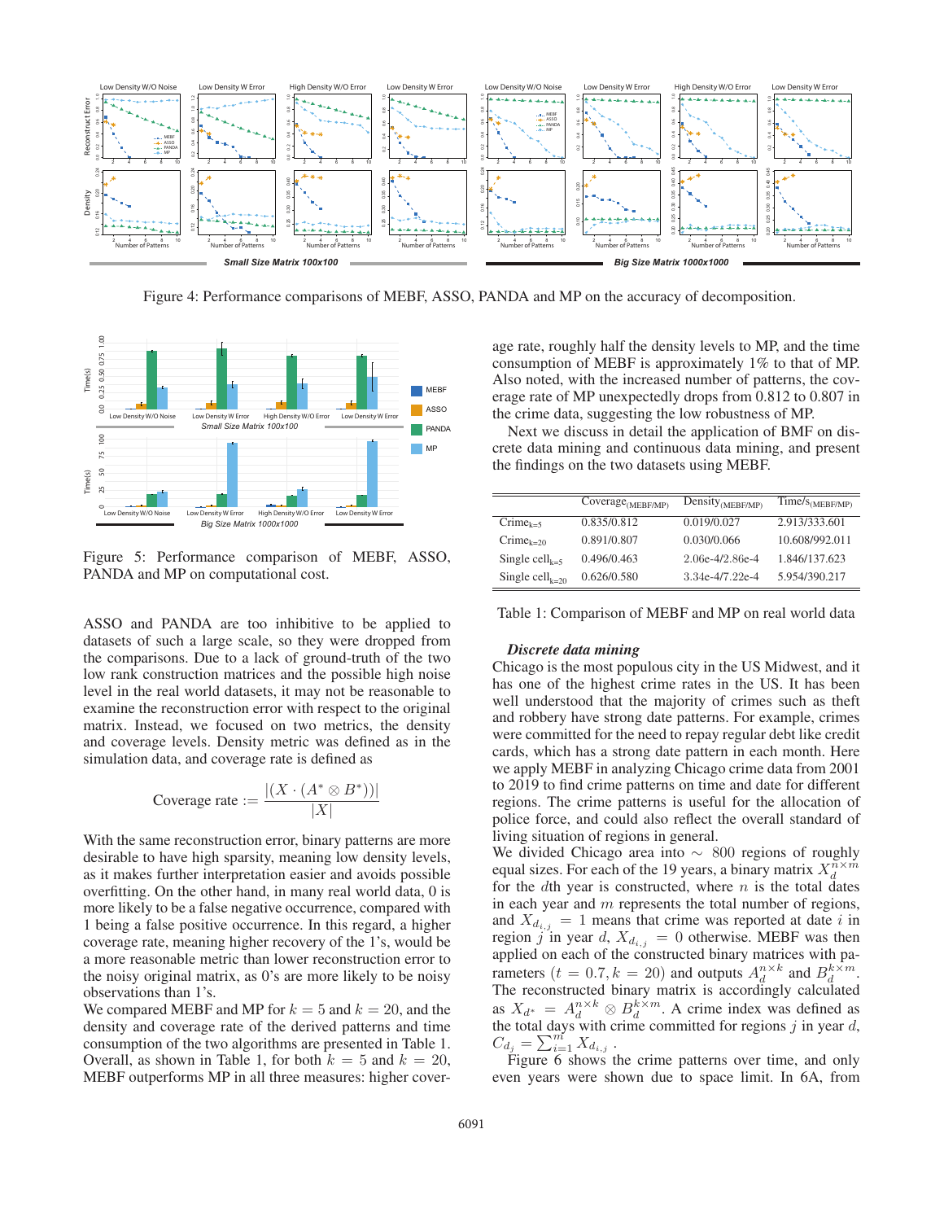Figure 4: Performance comparisons of MEBF, ASSO, PANDA and MP on the accuracy of decomposition.

Figure 5: Performance comparison of MEBF, ASSO, PANDA and MP on computational cost.

ASSO and PANDA are too inhibitive to be applied to datasets of such a large scale, so they were dropped from the comparisons. Due to a lack of ground-truth of the two low rank construction matrices and the possible high noise level in the real world datasets, it may not be reasonable to examine the reconstruction error with respect to the original matrix. Instead, we focused on two metrics, the density and coverage levels. Density metric was defined as in the simulation data, and coverage rate is defined as

$$\text{Coverage rate} := \frac{|(X \cdot (A^* \otimes B^*))|}{|X|}$$

With the same reconstruction error, binary patterns are more desirable to have high sparsity, meaning low density levels, as it makes further interpretation easier and avoids possible overfitting. On the other hand, in many real world data, 0 is more likely to be a false negative occurrence, compared with 1 being a false positive occurrence. In this regard, a higher coverage rate, meaning higher recovery of the 1's, would be a more reasonable metric than lower reconstruction error to the noisy original matrix, as 0's are more likely to be noisy observations than 1's.

We compared MEBF and MP for $k = 5$ and $k = 20$, and the density and coverage rate of the derived patterns and time consumption of the two algorithms are presented in Table 1. Overall, as shown in Table 1, for both $k = 5$ and $k = 20$, MEBF outperforms MP in all three measures: higher coverage rate, roughly half the density levels to MP, and the time consumption of MEBF is approximately 1% to that of MP. Also noted, with the increased number of patterns, the coverage rate of MP unexpectedly drops from 0.812 to 0.807 in the crime data, suggesting the low robustness of MP.

Next we discuss in detail the application of BMF on discrete data mining and continuous data mining, and present the findings on the two datasets using MEBF.

| | Coverage$_{(\text{MEBF/MP})}$ | Density$_{(\text{MEBF/MP})}$ | Time/s$_{(\text{MEBF/MP})}$ |
|---|---|---|---|
| Crime$_{k=5}$ | 0.835/0.812 | 0.019/0.027 | 2.913/333.601 |
| Crime$_{k=20}$ | 0.891/0.807 | 0.030/0.066 | 10.608/992.011 |
| Single cell$_{k=5}$ | 0.496/0.463 | 2.06e-4/2.86e-4 | 1.846/137.623 |
| Single cell$_{k=20}$ | 0.626/0.580 | 3.34e-4/7.22e-4 | 5.954/390.217 |

Table 1: Comparison of MEBF and MP on real world data

### *Discrete data mining*

Chicago is the most populous city in the US Midwest, and it has one of the highest crime rates in the US. It has been well understood that the majority of crimes such as theft and robbery have strong date patterns. For example, crimes were committed for the need to repay regular debt like credit cards, which has a strong date pattern in each month. Here we apply MEBF in analyzing Chicago crime data from 2001 to 2019 to find crime patterns on time and date for different regions. The crime patterns is useful for the allocation of police force, and could also reflect the overall standard of living situation of regions in general.

We divided Chicago area into $\sim$ 800 regions of roughly equal sizes. For each of the 19 years, a binary matrix $X_d^{n\times m}$ for the $d$th year is constructed, where $n$ is the total dates in each year and $m$ represents the total number of regions, and $X_{d_{i,j}} = 1$ means that crime was reported at date $i$ in region $j$ in year $d$, $X_{d_{i,j}} = 0$ otherwise. MEBF was then applied on each of the constructed binary matrices with parameters $(t = 0.7, k = 20)$ and outputs $A_d^{n\times k}$ and $B_d^{k\times m}$. The reconstructed binary matrix is accordingly calculated as $X_{d^*} = A_d^{n\times k} \otimes B_d^{k\times m}$. A crime index was defined as the total days with crime committed for regions $j$ in year $d$, $C_{d_j} = \sum_{i=1}^{m} X_{d_{i,j}}$ .

Figure 6 shows the crime patterns over time, and only even years were shown due to space limit. In 6A, from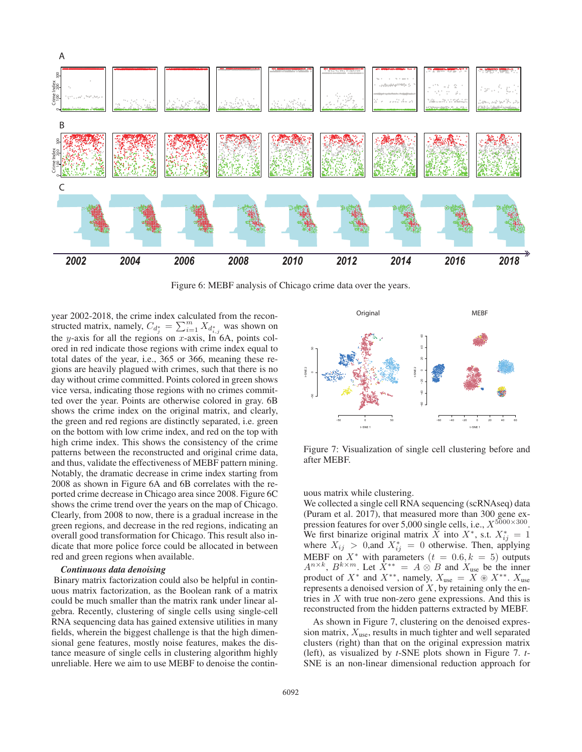Figure 6: MEBF analysis of Chicago crime data over the years.

year 2002-2018, the crime index calculated from the reconstructed matrix, namely, $C_{d_j^*} = \sum_{i=1}^{m} X_{d_{i,j}^*}$ was shown on the $y$-axis for all the regions on $x$-axis, In 6A, points colored in red indicate those regions with crime index equal to total dates of the year, i.e., 365 or 366, meaning these regions are heavily plagued with crimes, such that there is no day without crime committed. Points colored in green shows vice versa, indicating those regions with no crimes committed over the year. Points are otherwise colored in gray. 6B shows the crime index on the original matrix, and clearly, the green and red regions are distinctly separated, i.e. green on the bottom with low crime index, and red on the top with high crime index. This shows the consistency of the crime patterns between the reconstructed and original crime data, and thus, validate the effectiveness of MEBF pattern mining. Notably, the dramatic decrease in crime index starting from 2008 as shown in Figure 6A and 6B correlates with the reported crime decrease in Chicago area since 2008. Figure 6C shows the crime trend over the years on the map of Chicago. Clearly, from 2008 to now, there is a gradual increase in the green regions, and decrease in the red regions, indicating an overall good transformation for Chicago. This result also indicate that more police force could be allocated in between red and green regions when available.

***Continuous data denoising***

Binary matrix factorization could also be helpful in continuous matrix factorization, as the Boolean rank of a matrix could be much smaller than the matrix rank under linear algebra. Recently, clustering of single cells using single-cell RNA sequencing data has gained extensive utilities in many fields, wherein the biggest challenge is that the high dimensional gene features, mostly noise features, makes the distance measure of single cells in clustering algorithm highly unreliable. Here we aim to use MEBF to denoise the continuous matrix while clustering.

Figure 7: Visualization of single cell clustering before and after MEBF.

We collected a single cell RNA sequencing (scRNAseq) data (Puram et al. 2017), that measured more than 300 gene expression features for over 5,000 single cells, i.e., $X^{5000\times300}$. We first binarize original matrix $X$ into $X^*$, s.t. $X^*_{ij} = 1$ where $X_{ij} > 0$,and $X^*_{ij} = 0$ otherwise. Then, applying MEBF on $X^*$ with parameters $(t = 0.6, k = 5)$ outputs $A^{n\times k}$, $B^{k\times m}$. Let $X^{**} = A \otimes B$ and $X_{\text{use}}$ be the inner product of $X^*$ and $X^{**}$, namely, $X_{\text{use}} = X \circledast X^{**}$. $X_{\text{use}}$ represents a denoised version of $X$, by retaining only the entries in $X$ with true non-zero gene expressions. And this is reconstructed from the hidden patterns extracted by MEBF.

As shown in Figure 7, clustering on the denoised expression matrix, $X_{\text{use}}$, results in much tighter and well separated clusters (right) than that on the original expression matrix (left), as visualized by $t$-SNE plots shown in Figure 7. $t$-SNE is an non-linear dimensional reduction approach for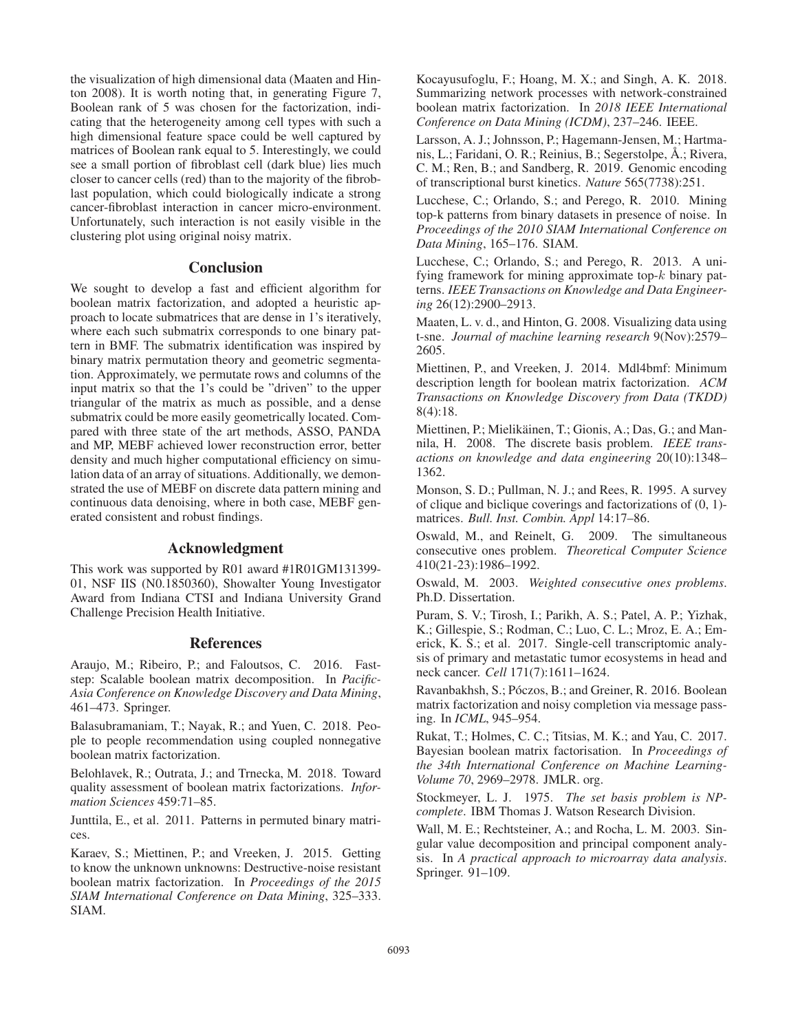the visualization of high dimensional data (Maaten and Hinton 2008). It is worth noting that, in generating Figure 7, Boolean rank of 5 was chosen for the factorization, indicating that the heterogeneity among cell types with such a high dimensional feature space could be well captured by matrices of Boolean rank equal to 5. Interestingly, we could see a small portion of fibroblast cell (dark blue) lies much closer to cancer cells (red) than to the majority of the fibroblast population, which could biologically indicate a strong cancer-fibroblast interaction in cancer micro-environment. Unfortunately, such interaction is not easily visible in the clustering plot using original noisy matrix.

## Conclusion

We sought to develop a fast and efficient algorithm for boolean matrix factorization, and adopted a heuristic approach to locate submatrices that are dense in 1's iteratively, where each such submatrix corresponds to one binary pattern in BMF. The submatrix identification was inspired by binary matrix permutation theory and geometric segmentation. Approximately, we permutate rows and columns of the input matrix so that the 1's could be "driven" to the upper triangular of the matrix as much as possible, and a dense submatrix could be more easily geometrically located. Compared with three state of the art methods, ASSO, PANDA and MP, MEBF achieved lower reconstruction error, better density and much higher computational efficiency on simulation data of an array of situations. Additionally, we demonstrated the use of MEBF on discrete data pattern mining and continuous data denoising, where in both case, MEBF generated consistent and robust findings.

## Acknowledgment

This work was supported by R01 award #1R01GM131399-01, NSF IIS (N0.1850360), Showalter Young Investigator Award from Indiana CTSI and Indiana University Grand Challenge Precision Health Initiative.

## References

Araujo, M.; Ribeiro, P.; and Faloutsos, C. 2016. Faststep: Scalable boolean matrix decomposition. In *Pacific-Asia Conference on Knowledge Discovery and Data Mining*, 461–473. Springer.

Balasubramaniam, T.; Nayak, R.; and Yuen, C. 2018. People to people recommendation using coupled nonnegative boolean matrix factorization.

Belohlavek, R.; Outrata, J.; and Trnecka, M. 2018. Toward quality assessment of boolean matrix factorizations. *Information Sciences* 459:71–85.

Junttila, E., et al. 2011. Patterns in permuted binary matrices.

Karaev, S.; Miettinen, P.; and Vreeken, J. 2015. Getting to know the unknown unknowns: Destructive-noise resistant boolean matrix factorization. In *Proceedings of the 2015 SIAM International Conference on Data Mining*, 325–333. SIAM.

Kocayusufoglu, F.; Hoang, M. X.; and Singh, A. K. 2018. Summarizing network processes with network-constrained boolean matrix factorization. In *2018 IEEE International Conference on Data Mining (ICDM)*, 237–246. IEEE.

Larsson, A. J.; Johnsson, P.; Hagemann-Jensen, M.; Hartmanis, L.; Faridani, O. R.; Reinius, B.; Segerstolpe, Å.; Rivera, C. M.; Ren, B.; and Sandberg, R. 2019. Genomic encoding of transcriptional burst kinetics. *Nature* 565(7738):251.

Lucchese, C.; Orlando, S.; and Perego, R. 2010. Mining top-k patterns from binary datasets in presence of noise. In *Proceedings of the 2010 SIAM International Conference on Data Mining*, 165–176. SIAM.

Lucchese, C.; Orlando, S.; and Perego, R. 2013. A unifying framework for mining approximate top-$k$ binary patterns. *IEEE Transactions on Knowledge and Data Engineering* 26(12):2900–2913.

Maaten, L. v. d., and Hinton, G. 2008. Visualizing data using t-sne. *Journal of machine learning research* 9(Nov):2579–2605.

Miettinen, P., and Vreeken, J. 2014. Mdl4bmf: Minimum description length for boolean matrix factorization. *ACM Transactions on Knowledge Discovery from Data (TKDD)* 8(4):18.

Miettinen, P.; Mielikäinen, T.; Gionis, A.; Das, G.; and Mannila, H. 2008. The discrete basis problem. *IEEE transactions on knowledge and data engineering* 20(10):1348–1362.

Monson, S. D.; Pullman, N. J.; and Rees, R. 1995. A survey of clique and biclique coverings and factorizations of (0, 1)-matrices. *Bull. Inst. Combin. Appl* 14:17–86.

Oswald, M., and Reinelt, G. 2009. The simultaneous consecutive ones problem. *Theoretical Computer Science* 410(21-23):1986–1992.

Oswald, M. 2003. *Weighted consecutive ones problems*. Ph.D. Dissertation.

Puram, S. V.; Tirosh, I.; Parikh, A. S.; Patel, A. P.; Yizhak, K.; Gillespie, S.; Rodman, C.; Luo, C. L.; Mroz, E. A.; Emerick, K. S.; et al. 2017. Single-cell transcriptomic analysis of primary and metastatic tumor ecosystems in head and neck cancer. *Cell* 171(7):1611–1624.

Ravanbakhsh, S.; Póczos, B.; and Greiner, R. 2016. Boolean matrix factorization and noisy completion via message passing. In *ICML*, 945–954.

Rukat, T.; Holmes, C. C.; Titsias, M. K.; and Yau, C. 2017. Bayesian boolean matrix factorisation. In *Proceedings of the 34th International Conference on Machine Learning-Volume 70*, 2969–2978. JMLR. org.

Stockmeyer, L. J. 1975. *The set basis problem is NP-complete*. IBM Thomas J. Watson Research Division.

Wall, M. E.; Rechtsteiner, A.; and Rocha, L. M. 2003. Singular value decomposition and principal component analysis. In *A practical approach to microarray data analysis*. Springer. 91–109.